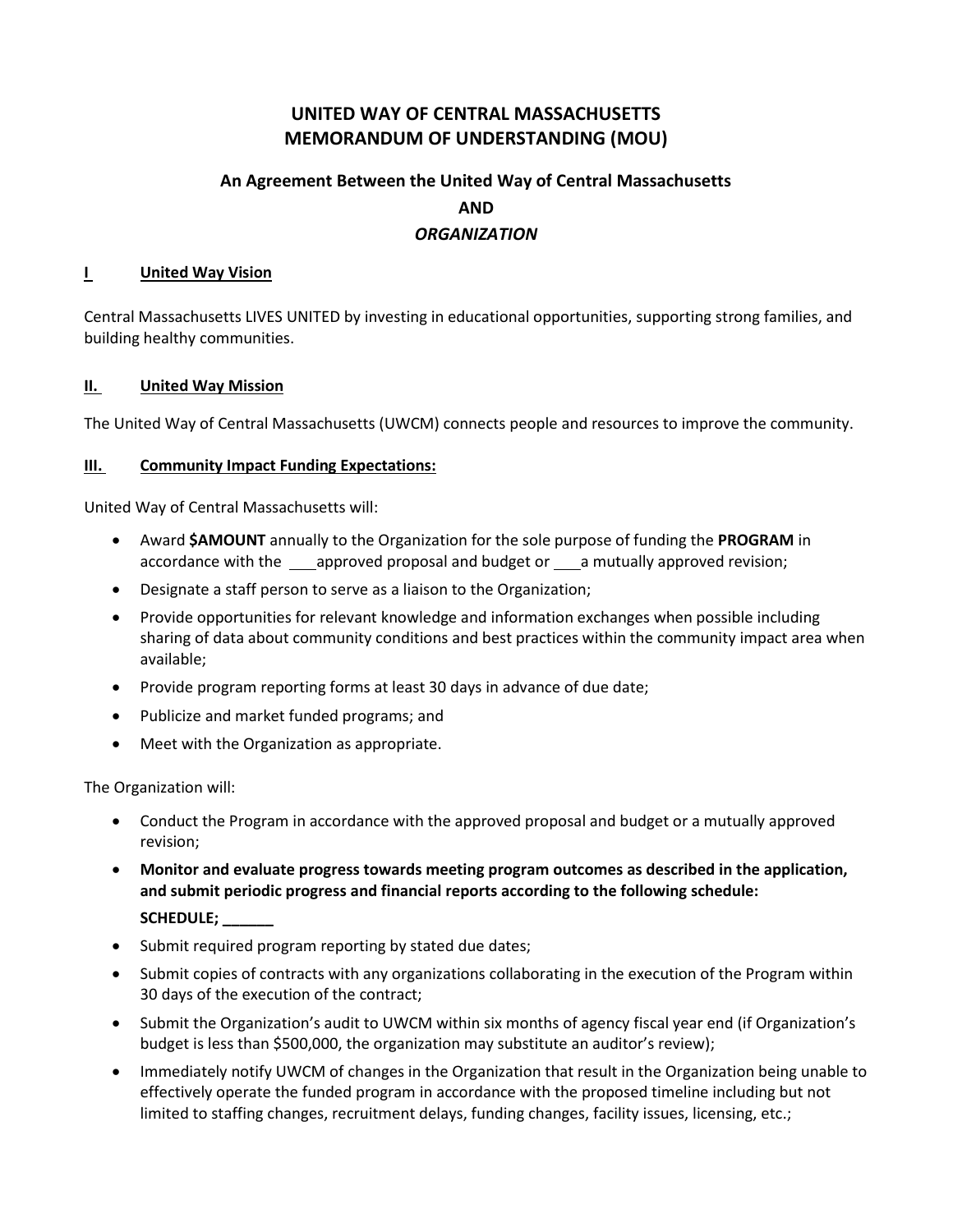# UNITED WAY OF CENTRAL MASSACHUSETTS
# MEMORANDUM OF UNDERSTANDING (MOU)

### An Agreement Between the United Way of Central Massachusetts

### AND

### *ORGANIZATION*

## I United Way Vision

Central Massachusetts LIVES UNITED by investing in educational opportunities, supporting strong families, and building healthy communities.

## II. United Way Mission

The United Way of Central Massachusetts (UWCM) connects people and resources to improve the community.

## III. Community Impact Funding Expectations:

United Way of Central Massachusetts will:

- Award **$AMOUNT** annually to the Organization for the sole purpose of funding the **PROGRAM** in accordance with the ___approved proposal and budget or ___a mutually approved revision;
- Designate a staff person to serve as a liaison to the Organization;
- Provide opportunities for relevant knowledge and information exchanges when possible including sharing of data about community conditions and best practices within the community impact area when available;
- Provide program reporting forms at least 30 days in advance of due date;
- Publicize and market funded programs; and
- Meet with the Organization as appropriate.

The Organization will:

- Conduct the Program in accordance with the approved proposal and budget or a mutually approved revision;
- **Monitor and evaluate progress towards meeting program outcomes as described in the application, and submit periodic progress and financial reports according to the following schedule: SCHEDULE; ______**
- Submit required program reporting by stated due dates;
- Submit copies of contracts with any organizations collaborating in the execution of the Program within 30 days of the execution of the contract;
- Submit the Organization's audit to UWCM within six months of agency fiscal year end (if Organization's budget is less than $500,000, the organization may substitute an auditor's review);
- Immediately notify UWCM of changes in the Organization that result in the Organization being unable to effectively operate the funded program in accordance with the proposed timeline including but not limited to staffing changes, recruitment delays, funding changes, facility issues, licensing, etc.;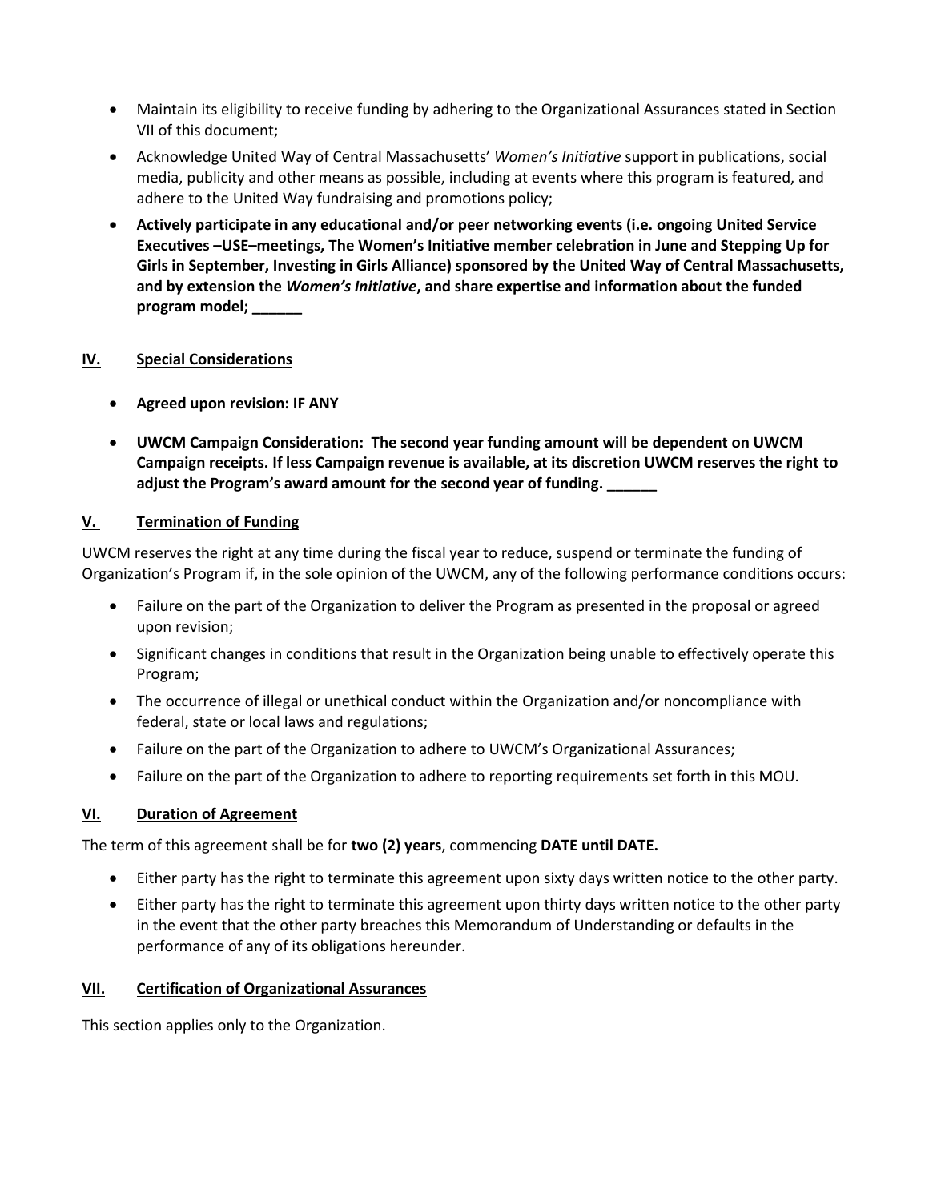- Maintain its eligibility to receive funding by adhering to the Organizational Assurances stated in Section VII of this document;
- Acknowledge United Way of Central Massachusetts' *Women's Initiative* support in publications, social media, publicity and other means as possible, including at events where this program is featured, and adhere to the United Way fundraising and promotions policy;
- **Actively participate in any educational and/or peer networking events (i.e. ongoing United Service Executives –USE–meetings, The Women's Initiative member celebration in June and Stepping Up for Girls in September, Investing in Girls Alliance) sponsored by the United Way of Central Massachusetts, and by extension the *Women's Initiative*, and share expertise and information about the funded program model; ______**

## IV. Special Considerations

- **Agreed upon revision: IF ANY**
- **UWCM Campaign Consideration: The second year funding amount will be dependent on UWCM Campaign receipts. If less Campaign revenue is available, at its discretion UWCM reserves the right to adjust the Program's award amount for the second year of funding. ______**

## V. Termination of Funding

UWCM reserves the right at any time during the fiscal year to reduce, suspend or terminate the funding of Organization's Program if, in the sole opinion of the UWCM, any of the following performance conditions occurs:

- Failure on the part of the Organization to deliver the Program as presented in the proposal or agreed upon revision;
- Significant changes in conditions that result in the Organization being unable to effectively operate this Program;
- The occurrence of illegal or unethical conduct within the Organization and/or noncompliance with federal, state or local laws and regulations;
- Failure on the part of the Organization to adhere to UWCM's Organizational Assurances;
- Failure on the part of the Organization to adhere to reporting requirements set forth in this MOU.

## VI. Duration of Agreement

The term of this agreement shall be for **two (2) years**, commencing **DATE until DATE.**

- Either party has the right to terminate this agreement upon sixty days written notice to the other party.
- Either party has the right to terminate this agreement upon thirty days written notice to the other party in the event that the other party breaches this Memorandum of Understanding or defaults in the performance of any of its obligations hereunder.

## VII. Certification of Organizational Assurances

This section applies only to the Organization.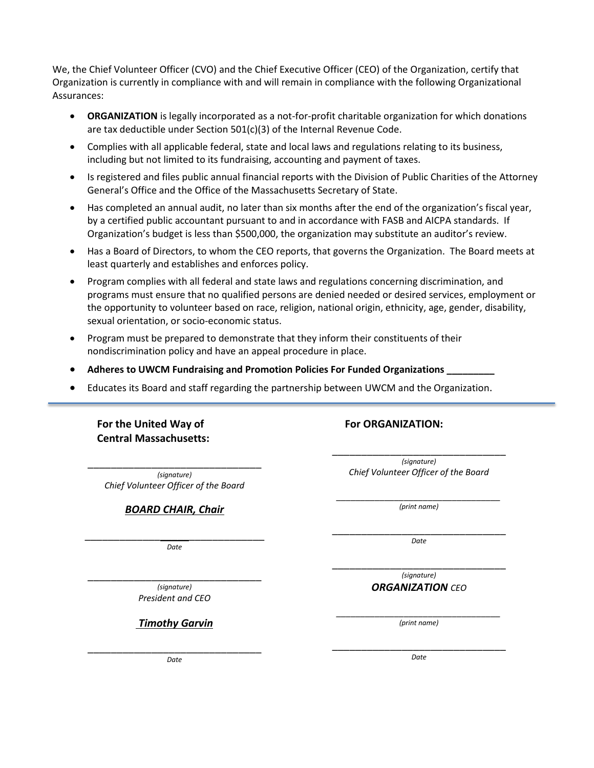We, the Chief Volunteer Officer (CVO) and the Chief Executive Officer (CEO) of the Organization, certify that Organization is currently in compliance with and will remain in compliance with the following Organizational Assurances:

- **ORGANIZATION** is legally incorporated as a not-for-profit charitable organization for which donations are tax deductible under Section 501(c)(3) of the Internal Revenue Code.
- Complies with all applicable federal, state and local laws and regulations relating to its business, including but not limited to its fundraising, accounting and payment of taxes.
- Is registered and files public annual financial reports with the Division of Public Charities of the Attorney General's Office and the Office of the Massachusetts Secretary of State.
- Has completed an annual audit, no later than six months after the end of the organization's fiscal year, by a certified public accountant pursuant to and in accordance with FASB and AICPA standards. If Organization's budget is less than $500,000, the organization may substitute an auditor's review.
- Has a Board of Directors, to whom the CEO reports, that governs the Organization. The Board meets at least quarterly and establishes and enforces policy.
- Program complies with all federal and state laws and regulations concerning discrimination, and programs must ensure that no qualified persons are denied needed or desired services, employment or the opportunity to volunteer based on race, religion, national origin, ethnicity, age, gender, disability, sexual orientation, or socio-economic status.
- Program must be prepared to demonstrate that they inform their constituents of their nondiscrimination policy and have an appeal procedure in place.
- **Adheres to UWCM Fundraising and Promotion Policies For Funded Organizations _________**
- Educates its Board and staff regarding the partnership between UWCM and the Organization.

---

**For the United Way of Central Massachusetts:**

_________________________________
*(signature)*
*Chief Volunteer Officer of the Board*

***BOARD CHAIR, Chair***

_________________________________
*Date*

_________________________________
*(signature)*
*President and CEO*

***Timothy Garvin***

_________________________________
*Date*

**For ORGANIZATION:**

_________________________________
*(signature)*
*Chief Volunteer Officer of the Board*

_________________________________
*(print name)*

_________________________________
*Date*

_________________________________
*(signature)*
***ORGANIZATION*** *CEO*

_________________________________
*(print name)*

_________________________________
*Date*